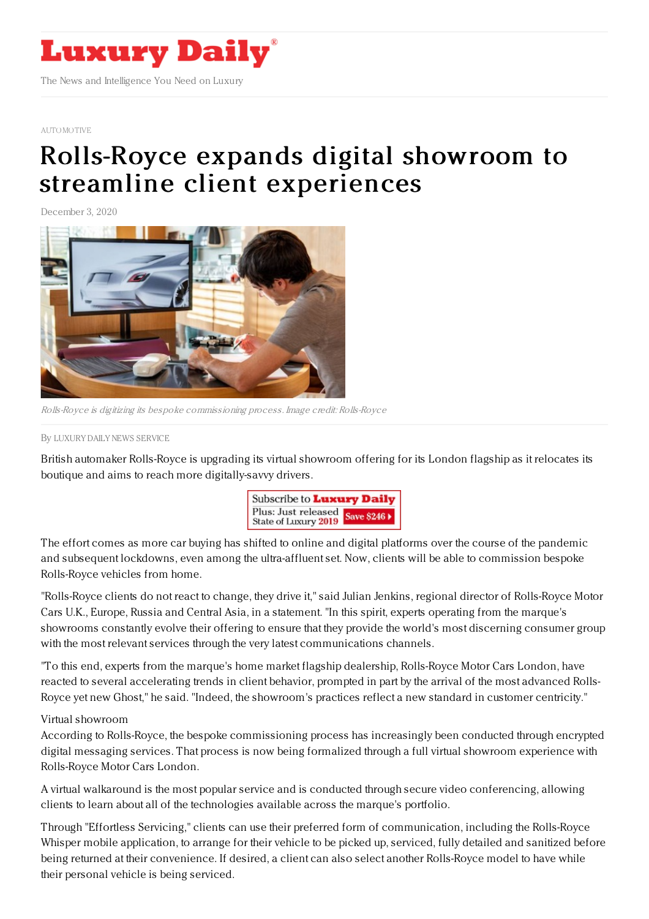AUTOMOTIVE

# Rolls-Royce expands digital showroom to streamline client experiences

December 3, 2020

*Rolls-Royce is digitizing its bespoke commissioning process. Image credit: Rolls-Royce*

By LUXURY DAILY NEWS SERVICE

British automaker Rolls-Royce is upgrading its virtual showroom offering for its London flagship as it relocates its boutique and aims to reach more digitally-savvy drivers.

The effort comes as more car buying has shifted to online and digital platforms over the course of the pandemic and subsequent lockdowns, even among the ultra-affluent set. Now, clients will be able to commission bespoke Rolls-Royce vehicles from home.

"Rolls-Royce clients do not react to change, they drive it," said Julian Jenkins, regional director of Rolls-Royce Motor Cars U.K., Europe, Russia and Central Asia, in a statement. "In this spirit, experts operating from the marque's showrooms constantly evolve their offering to ensure that they provide the world's most discerning consumer group with the most relevant services through the very latest communications channels.

"To this end, experts from the marque's home market flagship dealership, Rolls-Royce Motor Cars London, have reacted to several accelerating trends in client behavior, prompted in part by the arrival of the most advanced Rolls-Royce yet new Ghost," he said. "Indeed, the showroom's practices reflect a new standard in customer centricity."

## Virtual showroom

According to Rolls-Royce, the bespoke commissioning process has increasingly been conducted through encrypted digital messaging services. That process is now being formalized through a full virtual showroom experience with Rolls-Royce Motor Cars London.

A virtual walkaround is the most popular service and is conducted through secure video conferencing, allowing clients to learn about all of the technologies available across the marque's portfolio.

Through "Effortless Servicing," clients can use their preferred form of communication, including the Rolls-Royce Whisper mobile application, to arrange for their vehicle to be picked up, serviced, fully detailed and sanitized before being returned at their convenience. If desired, a client can also select another Rolls-Royce model to have while their personal vehicle is being serviced.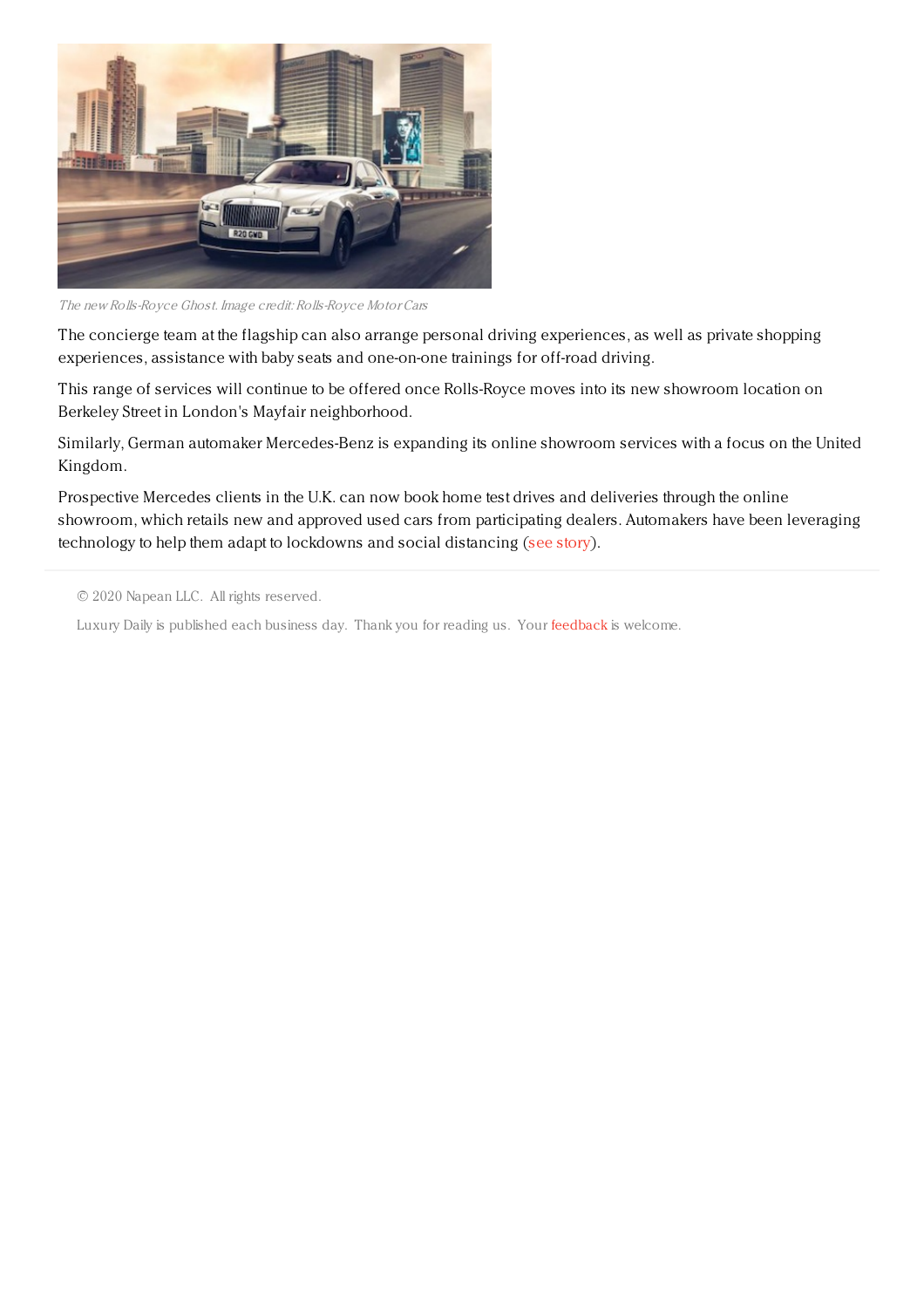*The new Rolls-Royce Ghost. Image credit: Rolls-Royce Motor Cars*

The concierge team at the flagship can also arrange personal driving experiences, as well as private shopping experiences, assistance with baby seats and one-on-one trainings for off-road driving.

This range of services will continue to be offered once Rolls-Royce moves into its new showroom location on Berkeley Street in London's Mayfair neighborhood.

Similarly, German automaker Mercedes-Benz is expanding its online showroom services with a focus on the United Kingdom.

Prospective Mercedes clients in the U.K. can now book home test drives and deliveries through the online showroom, which retails new and approved used cars from participating dealers. Automakers have been leveraging technology to help them adapt to lockdowns and social distancing (see story).

© 2020 Napean LLC. All rights reserved.

Luxury Daily is published each business day. Thank you for reading us. Your feedback is welcome.